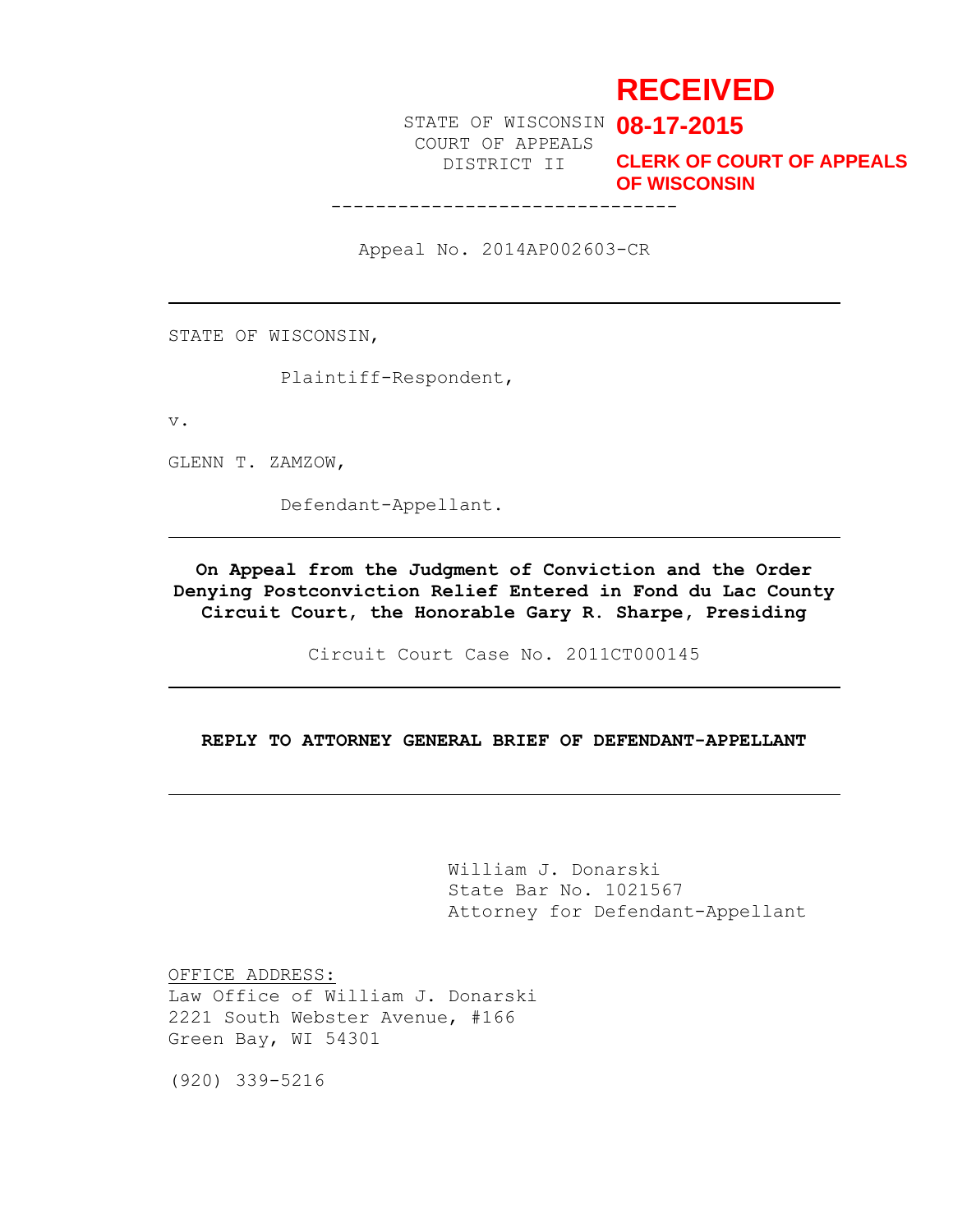RECEIVED
08-17-2015
CLERK OF COURT OF APPEALS
OF WISCONSIN

STATE OF WISCONSIN
COURT OF APPEALS
DISTRICT II

------------------------------

Appeal No. 2014AP002603-CR

---

STATE OF WISCONSIN,

Plaintiff-Respondent,

v.

GLENN T. ZAMZOW,

Defendant-Appellant.

---

**On Appeal from the Judgment of Conviction and the Order Denying Postconviction Relief Entered in Fond du Lac County Circuit Court, the Honorable Gary R. Sharpe, Presiding**

Circuit Court Case No. 2011CT000145

---

**REPLY TO ATTORNEY GENERAL BRIEF OF DEFENDANT-APPELLANT**

---

William J. Donarski
State Bar No. 1021567
Attorney for Defendant-Appellant

OFFICE ADDRESS:
Law Office of William J. Donarski
2221 South Webster Avenue, #166
Green Bay, WI 54301

(920) 339-5216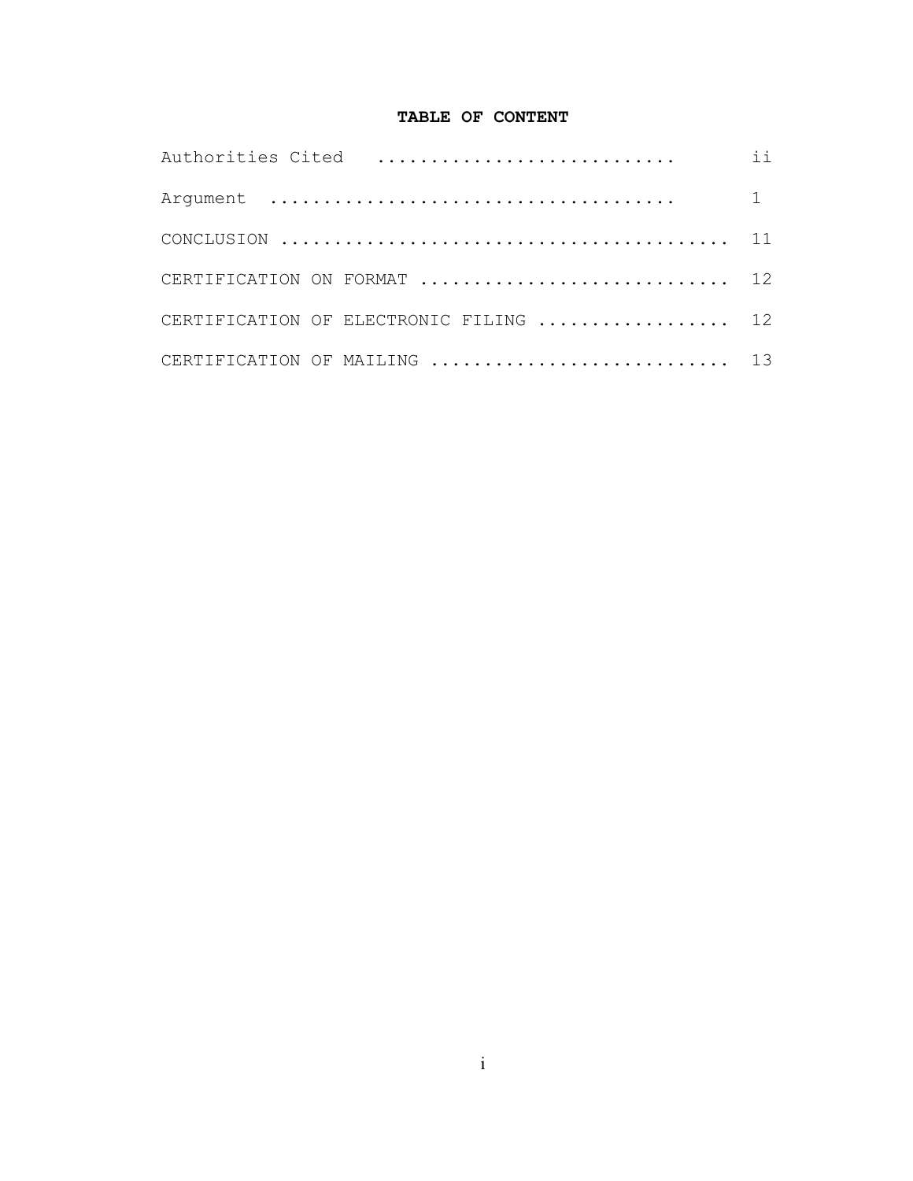## TABLE OF CONTENT

| | |
|---|---|
| Authorities Cited ........................... | ii |
| Argument ..................................... | 1 |
| CONCLUSION ........................................... | 11 |
| CERTIFICATION ON FORMAT ............................ | 12 |
| CERTIFICATION OF ELECTRONIC FILING .................. | 12 |
| CERTIFICATION OF MAILING ............................ | 13 |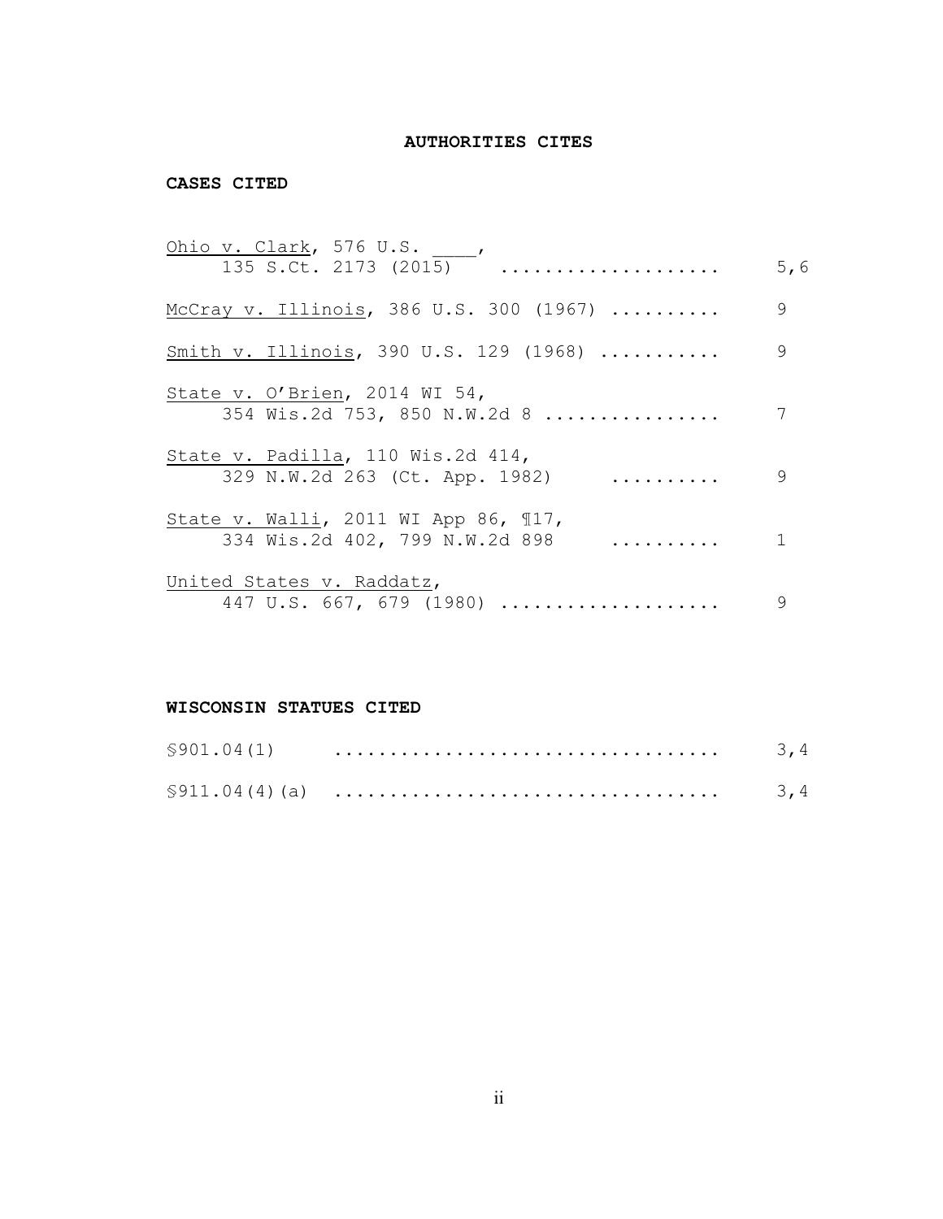**AUTHORITIES CITES**

**CASES CITED**

Ohio v. Clark, 576 U.S. ____,
   135 S.Ct. 2173 (2015) .................... 5,6

McCray v. Illinois, 386 U.S. 300 (1967) .......... 9

Smith v. Illinois, 390 U.S. 129 (1968) ........... 9

State v. O'Brien, 2014 WI 54,
   354 Wis.2d 753, 850 N.W.2d 8 ................ 7

State v. Padilla, 110 Wis.2d 414,
   329 N.W.2d 263 (Ct. App. 1982) .......... 9

State v. Walli, 2011 WI App 86, ¶17,
   334 Wis.2d 402, 799 N.W.2d 898 .......... 1

United States v. Raddatz,
   447 U.S. 667, 679 (1980) .................... 9

**WISCONSIN STATUES CITED**

§901.04(1) .................................. 3,4

§911.04(4)(a) .................................. 3,4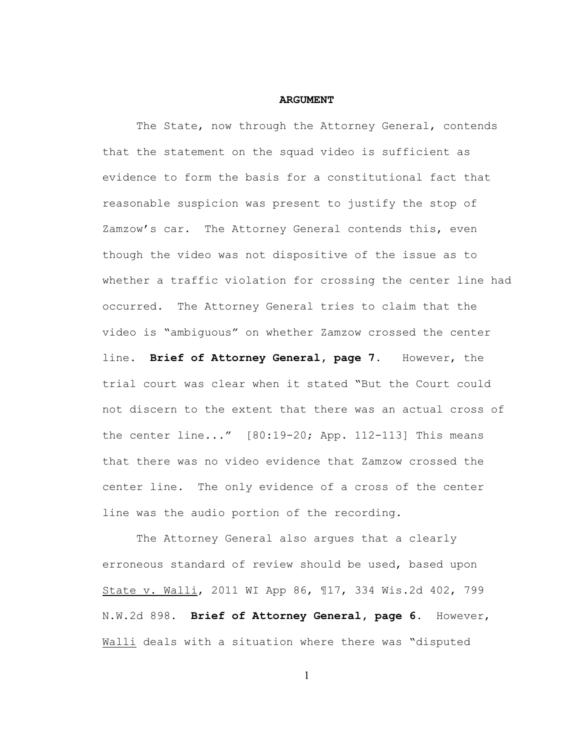## ARGUMENT

The State, now through the Attorney General, contends that the statement on the squad video is sufficient as evidence to form the basis for a constitutional fact that reasonable suspicion was present to justify the stop of Zamzow's car. The Attorney General contends this, even though the video was not dispositive of the issue as to whether a traffic violation for crossing the center line had occurred. The Attorney General tries to claim that the video is "ambiguous" on whether Zamzow crossed the center line. **Brief of Attorney General, page 7**. However, the trial court was clear when it stated "But the Court could not discern to the extent that there was an actual cross of the center line..." [80:19-20; App. 112-113] This means that there was no video evidence that Zamzow crossed the center line. The only evidence of a cross of the center line was the audio portion of the recording.

The Attorney General also argues that a clearly erroneous standard of review should be used, based upon <u>State v. Walli</u>, 2011 WI App 86, ¶17, 334 Wis.2d 402, 799 N.W.2d 898. **Brief of Attorney General, page 6**. However, <u>Walli</u> deals with a situation where there was "disputed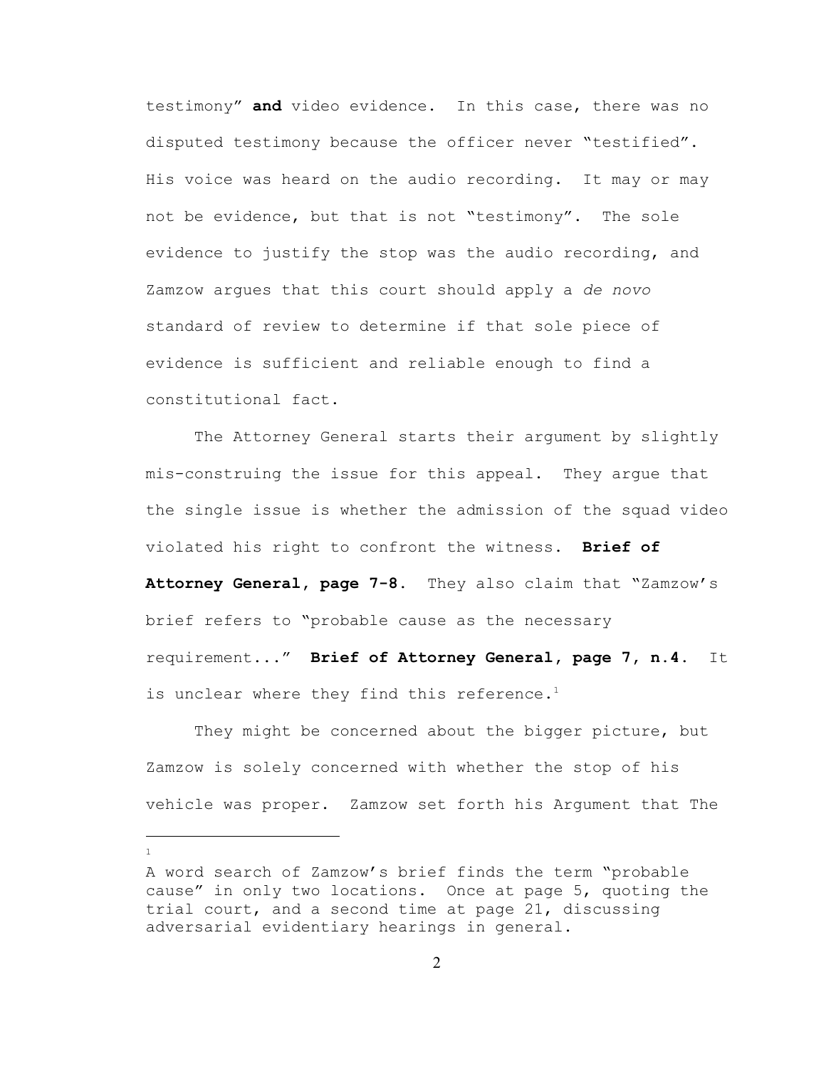testimony" **and** video evidence. In this case, there was no disputed testimony because the officer never "testified". His voice was heard on the audio recording. It may or may not be evidence, but that is not "testimony". The sole evidence to justify the stop was the audio recording, and Zamzow argues that this court should apply a *de novo* standard of review to determine if that sole piece of evidence is sufficient and reliable enough to find a constitutional fact.

The Attorney General starts their argument by slightly mis-construing the issue for this appeal. They argue that the single issue is whether the admission of the squad video violated his right to confront the witness. **Brief of Attorney General, page 7-8.** They also claim that "Zamzow's brief refers to "probable cause as the necessary requirement..." **Brief of Attorney General, page 7, n.4.** It is unclear where they find this reference.[1]

They might be concerned about the bigger picture, but Zamzow is solely concerned with whether the stop of his vehicle was proper. Zamzow set forth his Argument that The

---

[1] A word search of Zamzow's brief finds the term "probable cause" in only two locations. Once at page 5, quoting the trial court, and a second time at page 21, discussing adversarial evidentiary hearings in general.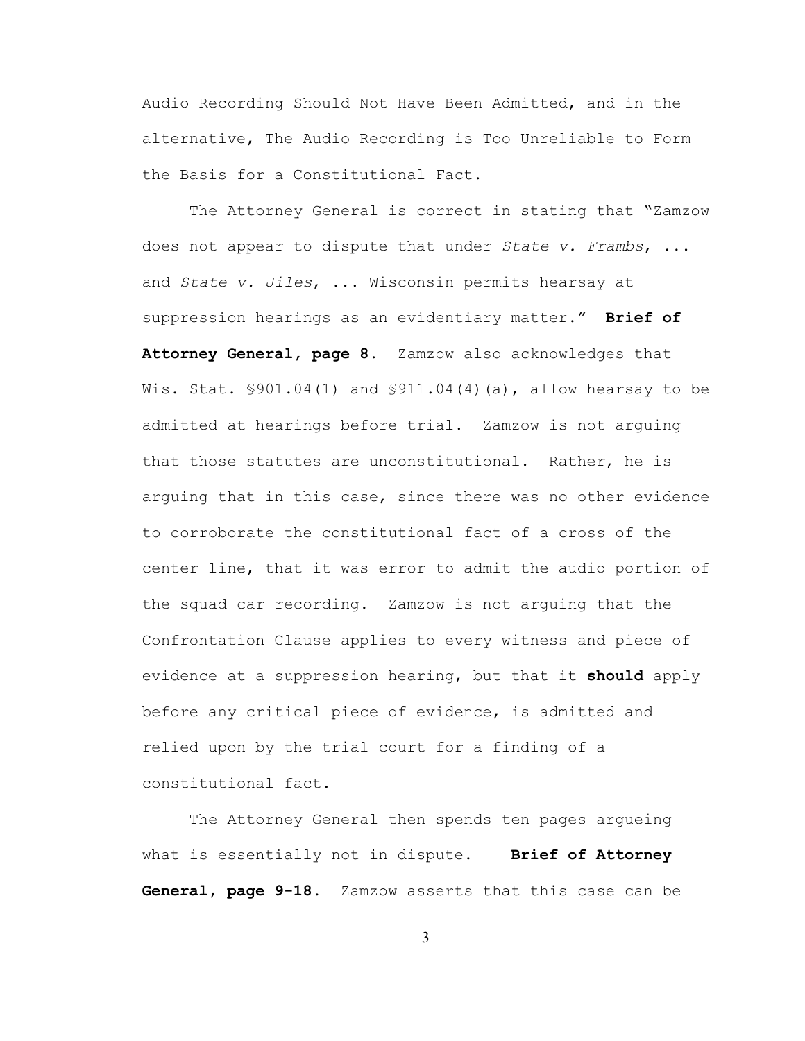Audio Recording Should Not Have Been Admitted, and in the alternative, The Audio Recording is Too Unreliable to Form the Basis for a Constitutional Fact.

The Attorney General is correct in stating that "Zamzow does not appear to dispute that under *State v. Frambs*, ... and *State v. Jiles*, ... Wisconsin permits hearsay at suppression hearings as an evidentiary matter." **Brief of Attorney General, page 8.** Zamzow also acknowledges that Wis. Stat. §901.04(1) and §911.04(4)(a), allow hearsay to be admitted at hearings before trial. Zamzow is not arguing that those statutes are unconstitutional. Rather, he is arguing that in this case, since there was no other evidence to corroborate the constitutional fact of a cross of the center line, that it was error to admit the audio portion of the squad car recording. Zamzow is not arguing that the Confrontation Clause applies to every witness and piece of evidence at a suppression hearing, but that it **should** apply before any critical piece of evidence, is admitted and relied upon by the trial court for a finding of a constitutional fact.

The Attorney General then spends ten pages argueing what is essentially not in dispute. **Brief of Attorney General, page 9-18.** Zamzow asserts that this case can be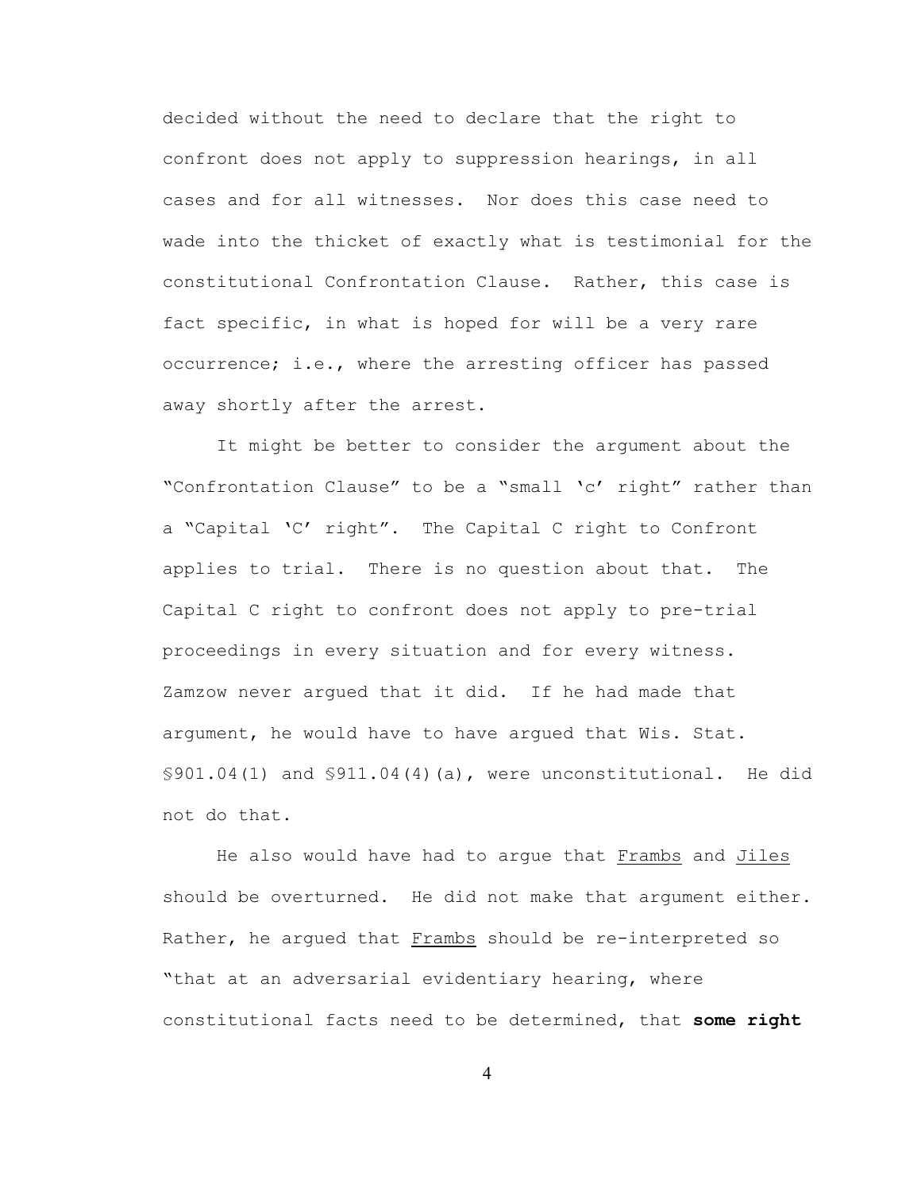decided without the need to declare that the right to confront does not apply to suppression hearings, in all cases and for all witnesses. Nor does this case need to wade into the thicket of exactly what is testimonial for the constitutional Confrontation Clause. Rather, this case is fact specific, in what is hoped for will be a very rare occurrence; i.e., where the arresting officer has passed away shortly after the arrest.

It might be better to consider the argument about the "Confrontation Clause" to be a "small 'c' right" rather than a "Capital 'C' right". The Capital C right to Confront applies to trial. There is no question about that. The Capital C right to confront does not apply to pre-trial proceedings in every situation and for every witness. Zamzow never argued that it did. If he had made that argument, he would have to have argued that Wis. Stat. §901.04(1) and §911.04(4)(a), were unconstitutional. He did not do that.

He also would have had to argue that <u>Frambs</u> and <u>Jiles</u> should be overturned. He did not make that argument either. Rather, he argued that <u>Frambs</u> should be re-interpreted so "that at an adversarial evidentiary hearing, where constitutional facts need to be determined, that **some right**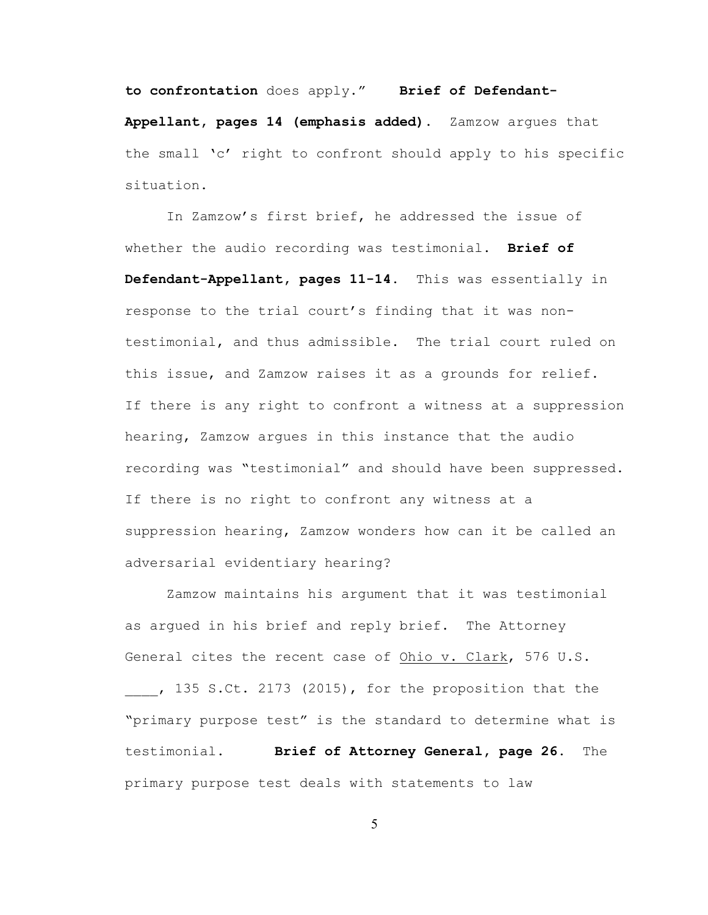**to confrontation** does apply." **Brief of Defendant-Appellant, pages 14 (emphasis added).** Zamzow argues that the small 'c' right to confront should apply to his specific situation.

In Zamzow's first brief, he addressed the issue of whether the audio recording was testimonial. **Brief of Defendant-Appellant, pages 11-14.** This was essentially in response to the trial court's finding that it was non-testimonial, and thus admissible. The trial court ruled on this issue, and Zamzow raises it as a grounds for relief. If there is any right to confront a witness at a suppression hearing, Zamzow argues in this instance that the audio recording was "testimonial" and should have been suppressed. If there is no right to confront any witness at a suppression hearing, Zamzow wonders how can it be called an adversarial evidentiary hearing?

Zamzow maintains his argument that it was testimonial as argued in his brief and reply brief. The Attorney General cites the recent case of Ohio v. Clark, 576 U.S. ____, 135 S.Ct. 2173 (2015), for the proposition that the "primary purpose test" is the standard to determine what is testimonial. **Brief of Attorney General, page 26.** The primary purpose test deals with statements to law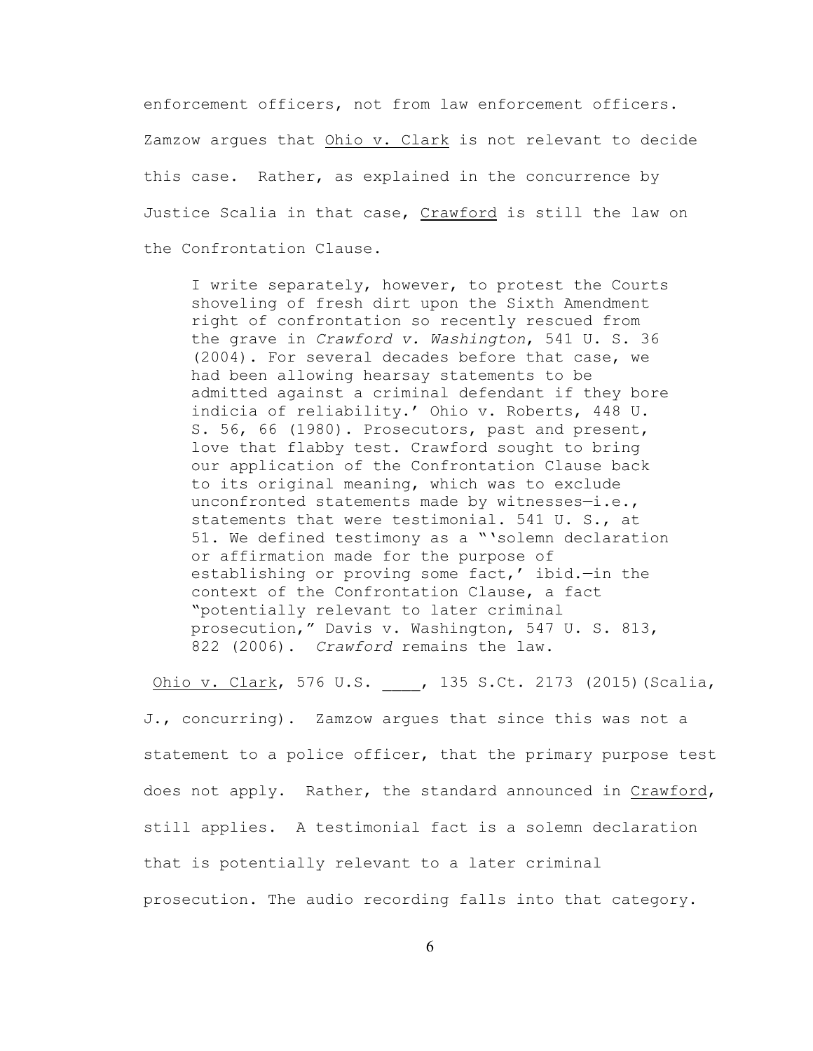enforcement officers, not from law enforcement officers. Zamzow argues that Ohio v. Clark is not relevant to decide this case. Rather, as explained in the concurrence by Justice Scalia in that case, Crawford is still the law on the Confrontation Clause.

> I write separately, however, to protest the Courts shoveling of fresh dirt upon the Sixth Amendment right of confrontation so recently rescued from the grave in *Crawford v. Washington*, 541 U. S. 36 (2004). For several decades before that case, we had been allowing hearsay statements to be admitted against a criminal defendant if they bore indicia of reliability.' Ohio v. Roberts, 448 U. S. 56, 66 (1980). Prosecutors, past and present, love that flabby test. Crawford sought to bring our application of the Confrontation Clause back to its original meaning, which was to exclude unconfronted statements made by witnesses—i.e., statements that were testimonial. 541 U. S., at 51. We defined testimony as a "'solemn declaration or affirmation made for the purpose of establishing or proving some fact,' ibid.—in the context of the Confrontation Clause, a fact "potentially relevant to later criminal prosecution," Davis v. Washington, 547 U. S. 813, 822 (2006). *Crawford* remains the law.

Ohio v. Clark, 576 U.S. ____, 135 S.Ct. 2173 (2015)(Scalia, J., concurring). Zamzow argues that since this was not a statement to a police officer, that the primary purpose test does not apply. Rather, the standard announced in Crawford, still applies. A testimonial fact is a solemn declaration that is potentially relevant to a later criminal prosecution. The audio recording falls into that category.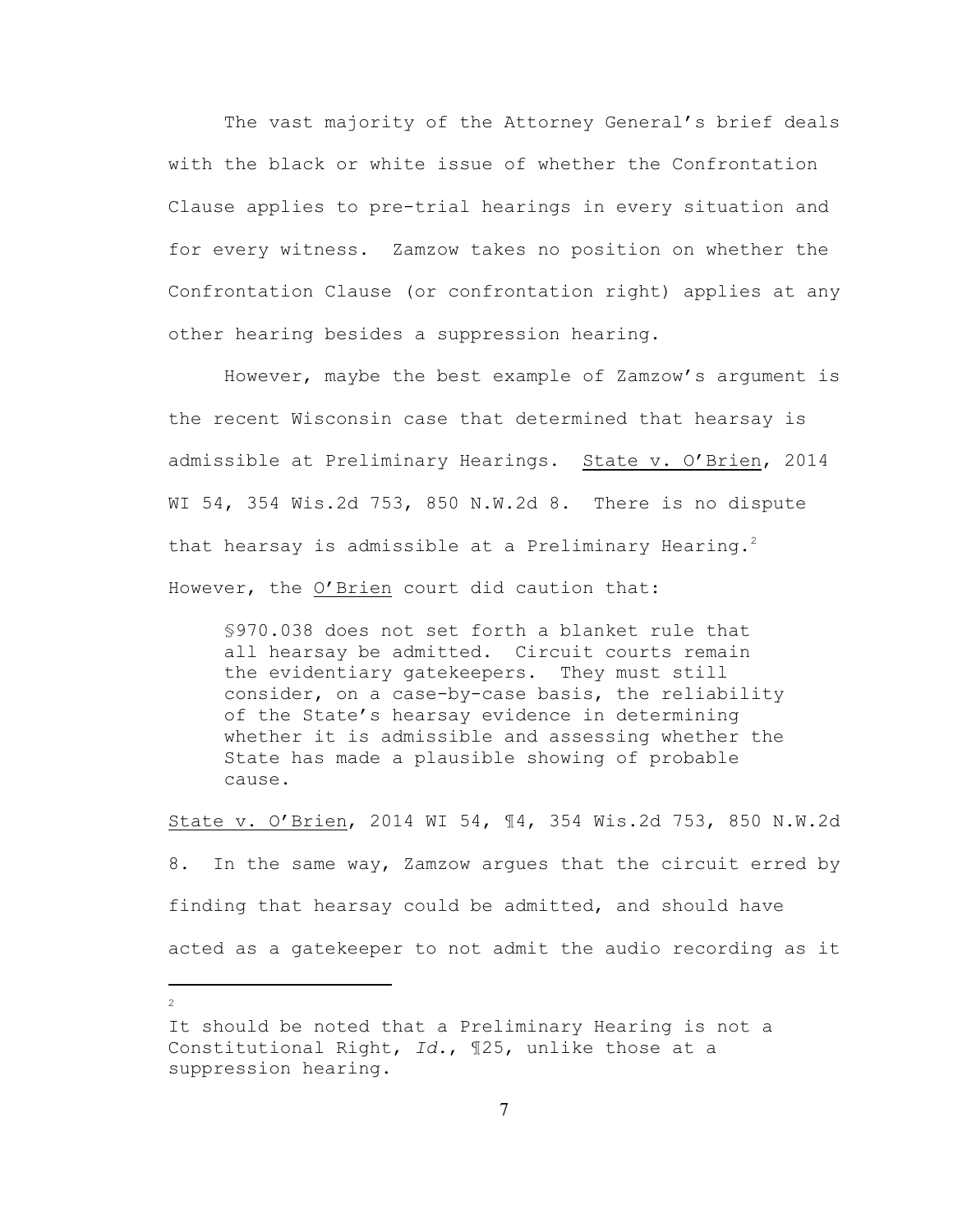The vast majority of the Attorney General's brief deals with the black or white issue of whether the Confrontation Clause applies to pre-trial hearings in every situation and for every witness. Zamzow takes no position on whether the Confrontation Clause (or confrontation right) applies at any other hearing besides a suppression hearing.

However, maybe the best example of Zamzow's argument is the recent Wisconsin case that determined that hearsay is admissible at Preliminary Hearings. State v. O'Brien, 2014 WI 54, 354 Wis.2d 753, 850 N.W.2d 8. There is no dispute that hearsay is admissible at a Preliminary Hearing.[2] However, the O'Brien court did caution that:

> §970.038 does not set forth a blanket rule that all hearsay be admitted. Circuit courts remain the evidentiary gatekeepers. They must still consider, on a case-by-case basis, the reliability of the State's hearsay evidence in determining whether it is admissible and assessing whether the State has made a plausible showing of probable cause.

State v. O'Brien, 2014 WI 54, ¶4, 354 Wis.2d 753, 850 N.W.2d 8. In the same way, Zamzow argues that the circuit erred by finding that hearsay could be admitted, and should have acted as a gatekeeper to not admit the audio recording as it

---

[2] It should be noted that a Preliminary Hearing is not a Constitutional Right, *Id.*, ¶25, unlike those at a suppression hearing.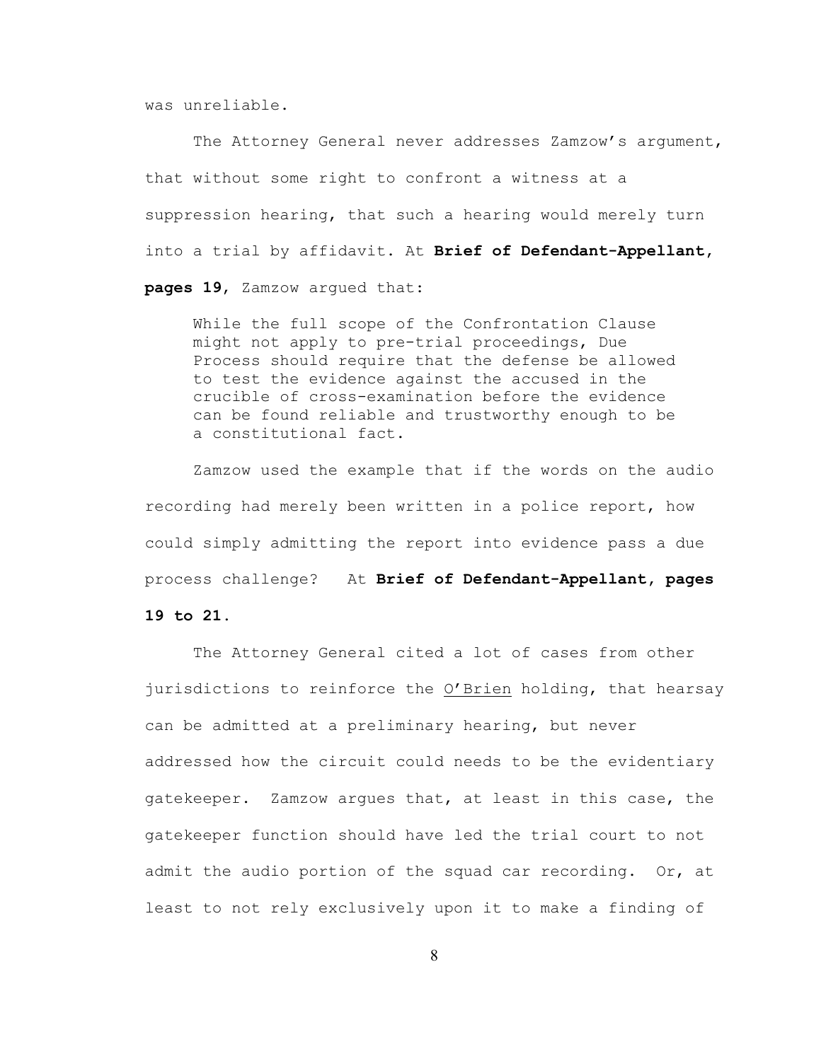was unreliable.

The Attorney General never addresses Zamzow's argument, that without some right to confront a witness at a suppression hearing, that such a hearing would merely turn into a trial by affidavit. At **Brief of Defendant-Appellant, pages 19**, Zamzow argued that:

> While the full scope of the Confrontation Clause might not apply to pre-trial proceedings, Due Process should require that the defense be allowed to test the evidence against the accused in the crucible of cross-examination before the evidence can be found reliable and trustworthy enough to be a constitutional fact.

Zamzow used the example that if the words on the audio recording had merely been written in a police report, how could simply admitting the report into evidence pass a due process challenge? At **Brief of Defendant-Appellant, pages 19 to 21**.

The Attorney General cited a lot of cases from other jurisdictions to reinforce the <u>O'Brien</u> holding, that hearsay can be admitted at a preliminary hearing, but never addressed how the circuit could needs to be the evidentiary gatekeeper. Zamzow argues that, at least in this case, the gatekeeper function should have led the trial court to not admit the audio portion of the squad car recording. Or, at least to not rely exclusively upon it to make a finding of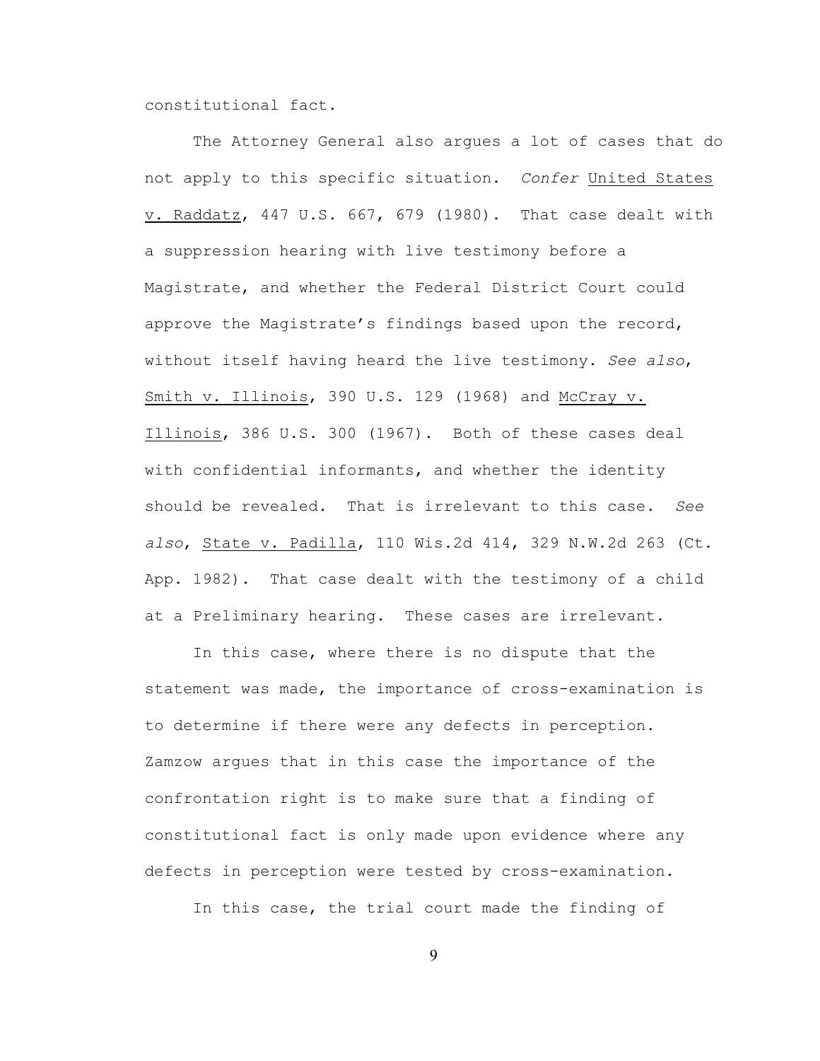constitutional fact.

The Attorney General also argues a lot of cases that do not apply to this specific situation. *Confer* United States v. Raddatz, 447 U.S. 667, 679 (1980). That case dealt with a suppression hearing with live testimony before a Magistrate, and whether the Federal District Court could approve the Magistrate's findings based upon the record, without itself having heard the live testimony. *See also*, Smith v. Illinois, 390 U.S. 129 (1968) and McCray v. Illinois, 386 U.S. 300 (1967). Both of these cases deal with confidential informants, and whether the identity should be revealed. That is irrelevant to this case. *See also*, State v. Padilla, 110 Wis.2d 414, 329 N.W.2d 263 (Ct. App. 1982). That case dealt with the testimony of a child at a Preliminary hearing. These cases are irrelevant.

In this case, where there is no dispute that the statement was made, the importance of cross-examination is to determine if there were any defects in perception. Zamzow argues that in this case the importance of the confrontation right is to make sure that a finding of constitutional fact is only made upon evidence where any defects in perception were tested by cross-examination.

In this case, the trial court made the finding of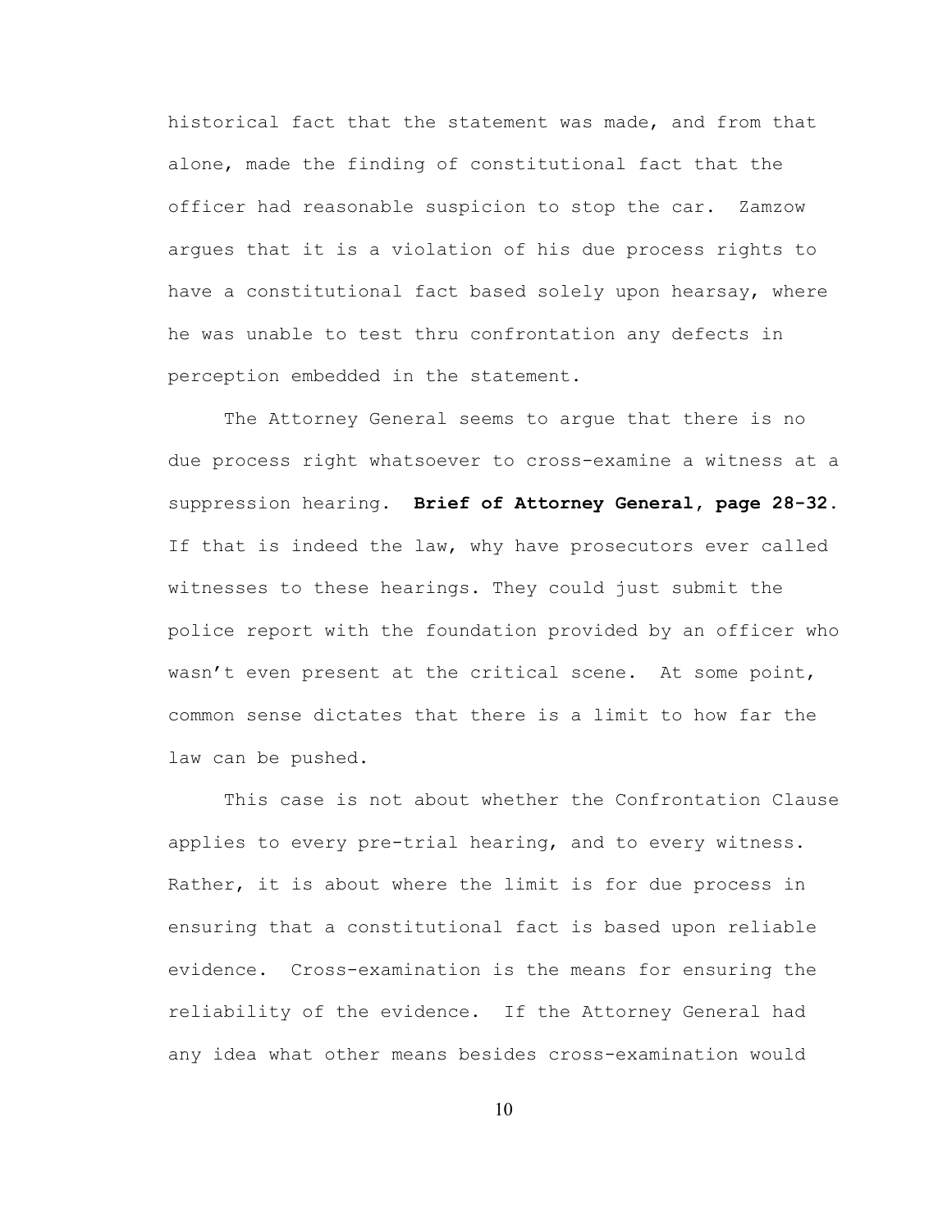historical fact that the statement was made, and from that alone, made the finding of constitutional fact that the officer had reasonable suspicion to stop the car. Zamzow argues that it is a violation of his due process rights to have a constitutional fact based solely upon hearsay, where he was unable to test thru confrontation any defects in perception embedded in the statement.

The Attorney General seems to argue that there is no due process right whatsoever to cross-examine a witness at a suppression hearing. **Brief of Attorney General, page 28-32.** If that is indeed the law, why have prosecutors ever called witnesses to these hearings. They could just submit the police report with the foundation provided by an officer who wasn't even present at the critical scene. At some point, common sense dictates that there is a limit to how far the law can be pushed.

This case is not about whether the Confrontation Clause applies to every pre-trial hearing, and to every witness. Rather, it is about where the limit is for due process in ensuring that a constitutional fact is based upon reliable evidence. Cross-examination is the means for ensuring the reliability of the evidence. If the Attorney General had any idea what other means besides cross-examination would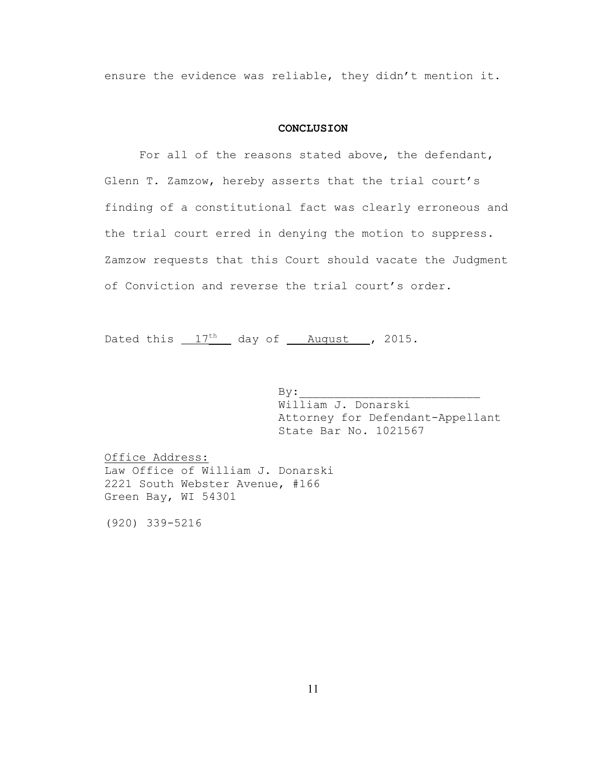ensure the evidence was reliable, they didn't mention it.

## CONCLUSION

For all of the reasons stated above, the defendant, Glenn T. Zamzow, hereby asserts that the trial court's finding of a constitutional fact was clearly erroneous and the trial court erred in denying the motion to suppress. Zamzow requests that this Court should vacate the Judgment of Conviction and reverse the trial court's order.

Dated this 17th day of August, 2015.

By:___________________________
William J. Donarski
Attorney for Defendant-Appellant
State Bar No. 1021567

Office Address:
Law Office of William J. Donarski
2221 South Webster Avenue, #166
Green Bay, WI 54301

(920) 339-5216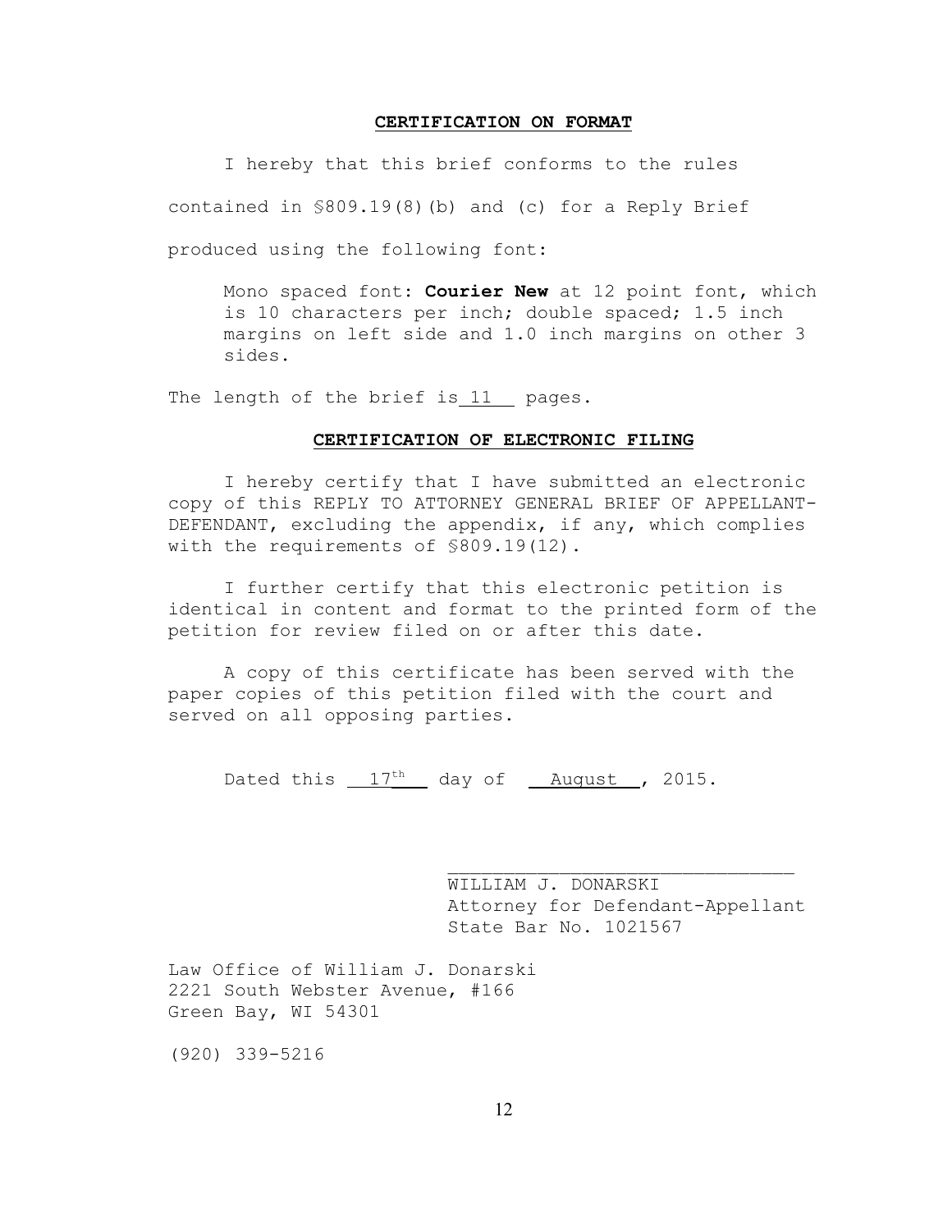## CERTIFICATION ON FORMAT

I hereby that this brief conforms to the rules contained in §809.19(8)(b) and (c) for a Reply Brief produced using the following font:

> Mono spaced font: **Courier New** at 12 point font, which is 10 characters per inch; double spaced; 1.5 inch margins on left side and 1.0 inch margins on other 3 sides.

The length of the brief is 11 pages.

## CERTIFICATION OF ELECTRONIC FILING

I hereby certify that I have submitted an electronic copy of this REPLY TO ATTORNEY GENERAL BRIEF OF APPELLANT-DEFENDANT, excluding the appendix, if any, which complies with the requirements of §809.19(12).

I further certify that this electronic petition is identical in content and format to the printed form of the petition for review filed on or after this date.

A copy of this certificate has been served with the paper copies of this petition filed with the court and served on all opposing parties.

Dated this 17th day of August, 2015.

\_\_\_\_\_\_\_\_\_\_\_\_\_\_\_\_\_\_\_\_\_\_\_\_\_\_\_\_\_\_\_\_
WILLIAM J. DONARSKI
Attorney for Defendant-Appellant
State Bar No. 1021567

Law Office of William J. Donarski
2221 South Webster Avenue, #166
Green Bay, WI 54301

(920) 339-5216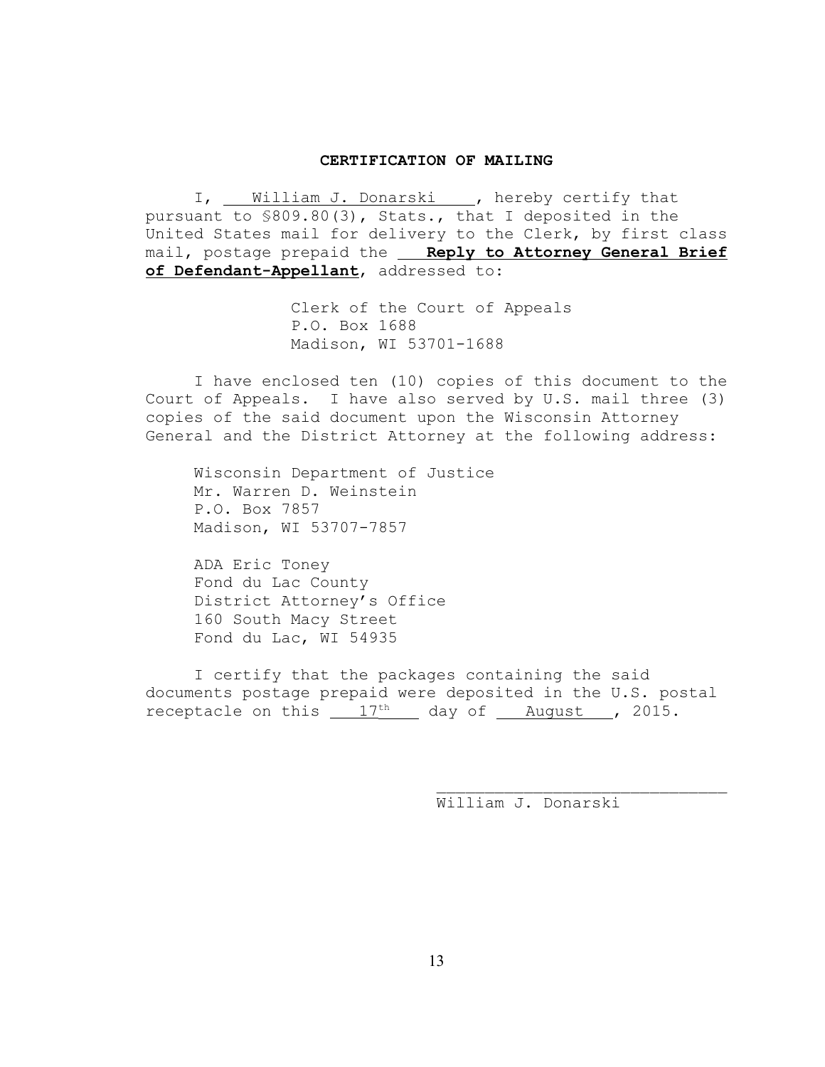## CERTIFICATION OF MAILING

I, William J. Donarski, hereby certify that pursuant to §809.80(3), Stats., that I deposited in the United States mail for delivery to the Clerk, by first class mail, postage prepaid the **Reply to Attorney General Brief of Defendant-Appellant**, addressed to:

Clerk of the Court of Appeals
P.O. Box 1688
Madison, WI 53701-1688

I have enclosed ten (10) copies of this document to the Court of Appeals. I have also served by U.S. mail three (3) copies of the said document upon the Wisconsin Attorney General and the District Attorney at the following address:

Wisconsin Department of Justice
Mr. Warren D. Weinstein
P.O. Box 7857
Madison, WI 53707-7857

ADA Eric Toney
Fond du Lac County
District Attorney's Office
160 South Macy Street
Fond du Lac, WI 54935

I certify that the packages containing the said documents postage prepaid were deposited in the U.S. postal receptacle on this 17th day of August, 2015.

\_\_\_\_\_\_\_\_\_\_\_\_\_\_\_\_\_\_\_\_\_\_\_\_\_\_\_\_\_\_
William J. Donarski